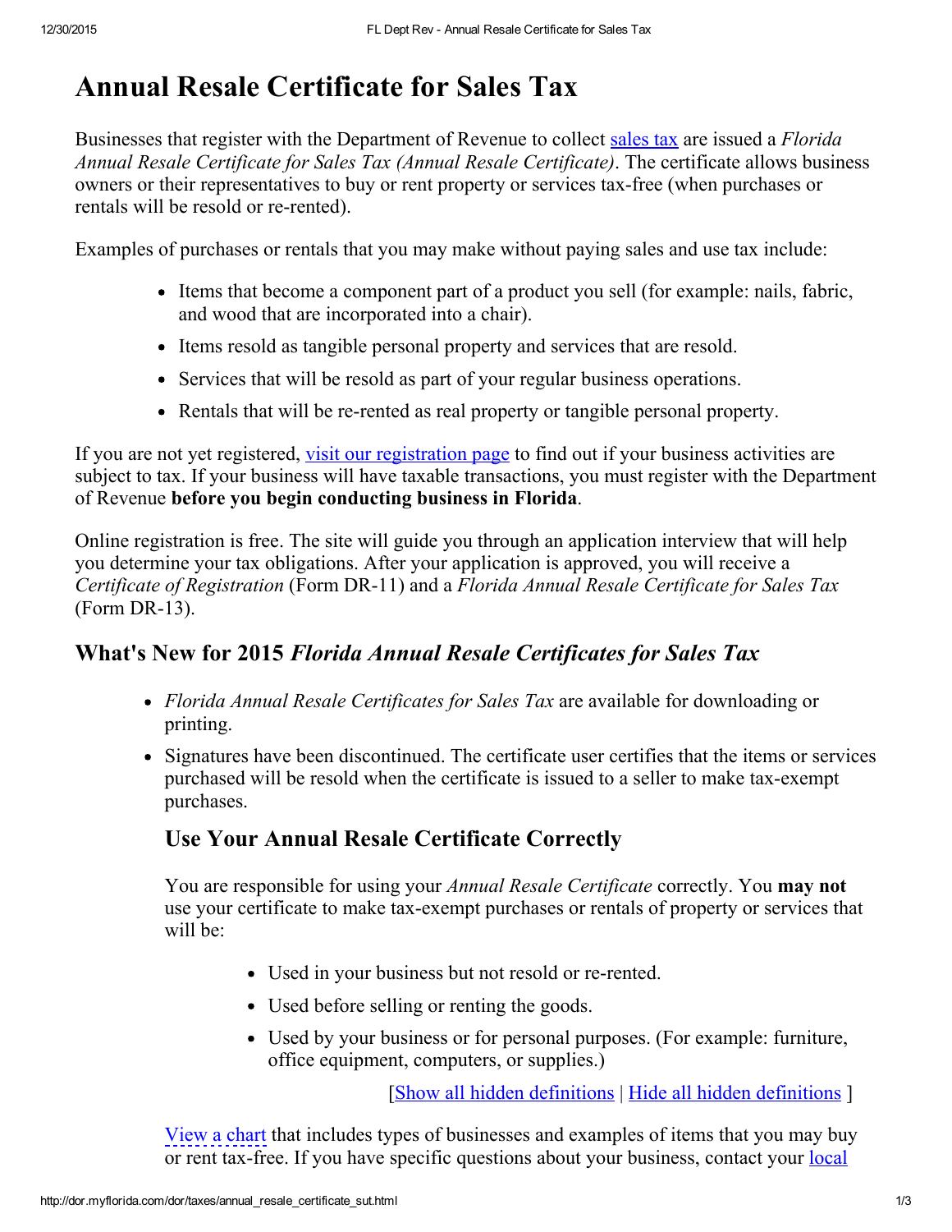# Annual Resale Certificate for Sales Tax

Businesses that register with the Department of Revenue to collect sales tax are issued a *Florida Annual Resale Certificate for Sales Tax (Annual Resale Certificate)*. The certificate allows business owners or their representatives to buy or rent property or services tax-free (when purchases or rentals will be resold or re-rented).

Examples of purchases or rentals that you may make without paying sales and use tax include:

- Items that become a component part of a product you sell (for example: nails, fabric, and wood that are incorporated into a chair).
- Items resold as tangible personal property and services that are resold.
- Services that will be resold as part of your regular business operations.
- Rentals that will be re-rented as real property or tangible personal property.

If you are not yet registered, visit our registration page to find out if your business activities are subject to tax. If your business will have taxable transactions, you must register with the Department of Revenue **before you begin conducting business in Florida**.

Online registration is free. The site will guide you through an application interview that will help you determine your tax obligations. After your application is approved, you will receive a *Certificate of Registration* (Form DR-11) and a *Florida Annual Resale Certificate for Sales Tax* (Form DR-13).

## What's New for 2015 *Florida Annual Resale Certificates for Sales Tax*

- *Florida Annual Resale Certificates for Sales Tax* are available for downloading or printing.
- Signatures have been discontinued. The certificate user certifies that the items or services purchased will be resold when the certificate is issued to a seller to make tax-exempt purchases.

### Use Your Annual Resale Certificate Correctly

You are responsible for using your *Annual Resale Certificate* correctly. You **may not** use your certificate to make tax-exempt purchases or rentals of property or services that will be:

- Used in your business but not resold or re-rented.
- Used before selling or renting the goods.
- Used by your business or for personal purposes. (For example: furniture, office equipment, computers, or supplies.)

[Show all hidden definitions | Hide all hidden definitions ]

View a chart that includes types of businesses and examples of items that you may buy or rent tax-free. If you have specific questions about your business, contact your local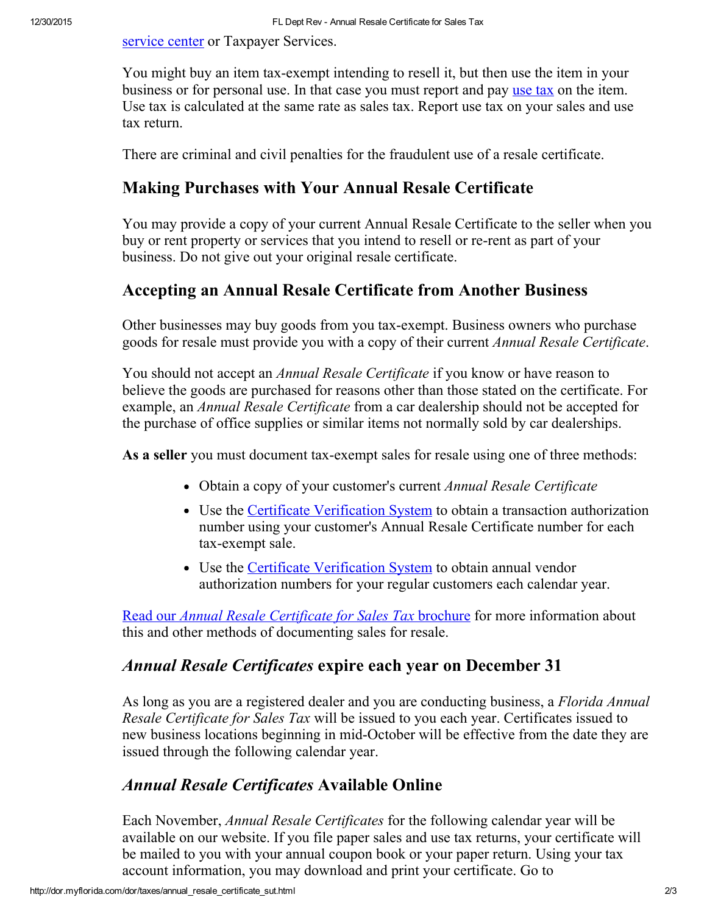service center or Taxpayer Services.

You might buy an item tax-exempt intending to resell it, but then use the item in your business or for personal use. In that case you must report and pay use tax on the item. Use tax is calculated at the same rate as sales tax. Report use tax on your sales and use tax return.

There are criminal and civil penalties for the fraudulent use of a resale certificate.

## Making Purchases with Your Annual Resale Certificate

You may provide a copy of your current Annual Resale Certificate to the seller when you buy or rent property or services that you intend to resell or re-rent as part of your business. Do not give out your original resale certificate.

## Accepting an Annual Resale Certificate from Another Business

Other businesses may buy goods from you tax-exempt. Business owners who purchase goods for resale must provide you with a copy of their current *Annual Resale Certificate*.

You should not accept an *Annual Resale Certificate* if you know or have reason to believe the goods are purchased for reasons other than those stated on the certificate. For example, an *Annual Resale Certificate* from a car dealership should not be accepted for the purchase of office supplies or similar items not normally sold by car dealerships.

**As a seller** you must document tax-exempt sales for resale using one of three methods:

- Obtain a copy of your customer's current *Annual Resale Certificate*
- Use the Certificate Verification System to obtain a transaction authorization number using your customer's Annual Resale Certificate number for each tax-exempt sale.
- Use the Certificate Verification System to obtain annual vendor authorization numbers for your regular customers each calendar year.

Read our *Annual Resale Certificate for Sales Tax* brochure for more information about this and other methods of documenting sales for resale.

## *Annual Resale Certificates* expire each year on December 31

As long as you are a registered dealer and you are conducting business, a *Florida Annual Resale Certificate for Sales Tax* will be issued to you each year. Certificates issued to new business locations beginning in mid-October will be effective from the date they are issued through the following calendar year.

## *Annual Resale Certificates* Available Online

Each November, *Annual Resale Certificates* for the following calendar year will be available on our website. If you file paper sales and use tax returns, your certificate will be mailed to you with your annual coupon book or your paper return. Using your tax account information, you may download and print your certificate. Go to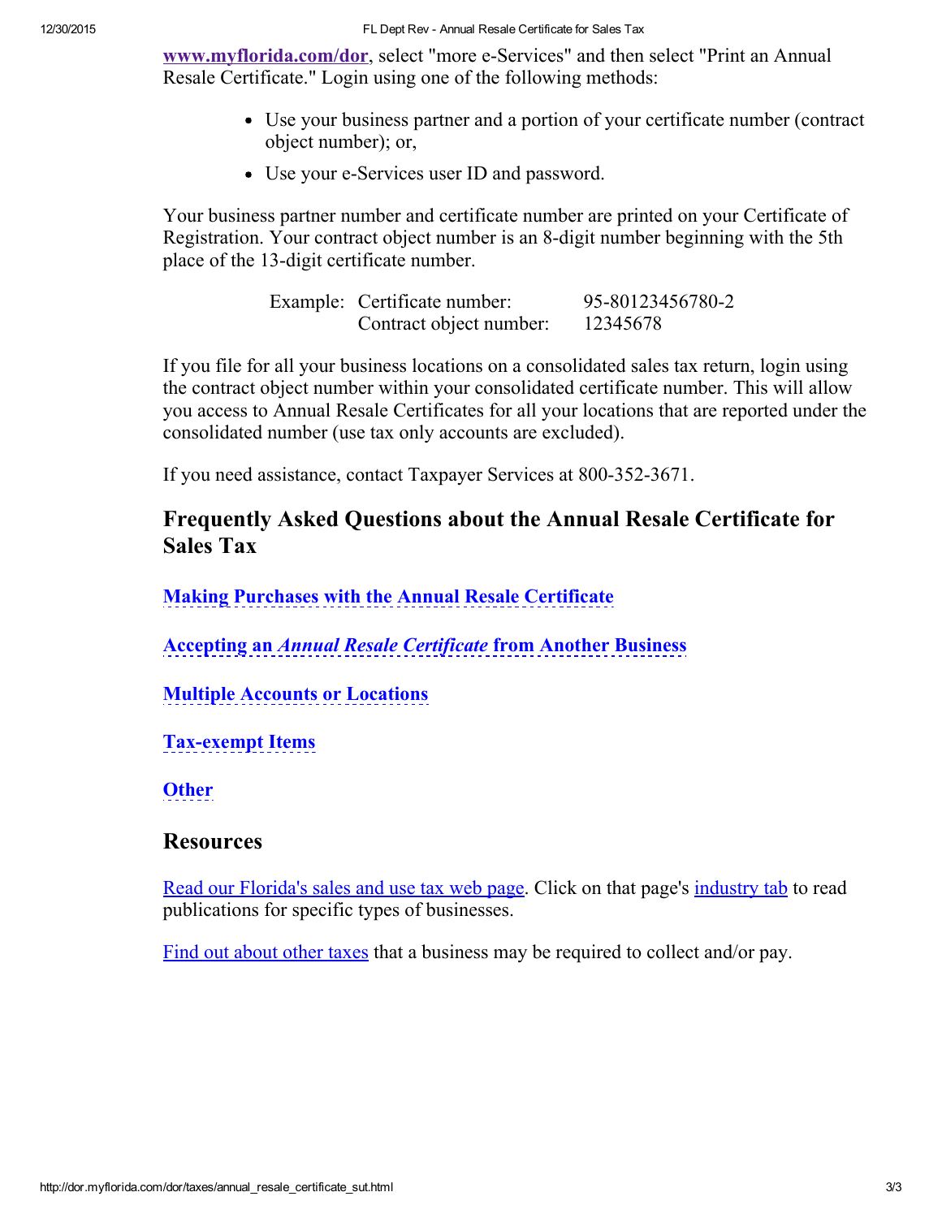www.myflorida.com/dor, select "more e-Services" and then select "Print an Annual Resale Certificate." Login using one of the following methods:

- Use your business partner and a portion of your certificate number (contract object number); or,
- Use your e-Services user ID and password.

Your business partner number and certificate number are printed on your Certificate of Registration. Your contract object number is an 8-digit number beginning with the 5th place of the 13-digit certificate number.

| | | |
|---|---|---|
| Example: | Certificate number: | 95-80123456780-2 |
| | Contract object number: | 12345678 |

If you file for all your business locations on a consolidated sales tax return, login using the contract object number within your consolidated certificate number. This will allow you access to Annual Resale Certificates for all your locations that are reported under the consolidated number (use tax only accounts are excluded).

If you need assistance, contact Taxpayer Services at 800-352-3671.

## Frequently Asked Questions about the Annual Resale Certificate for Sales Tax

**Making Purchases with the Annual Resale Certificate**

**Accepting an *Annual Resale Certificate* from Another Business**

**Multiple Accounts or Locations**

**Tax-exempt Items**

**Other**

## Resources

Read our Florida's sales and use tax web page. Click on that page's industry tab to read publications for specific types of businesses.

Find out about other taxes that a business may be required to collect and/or pay.